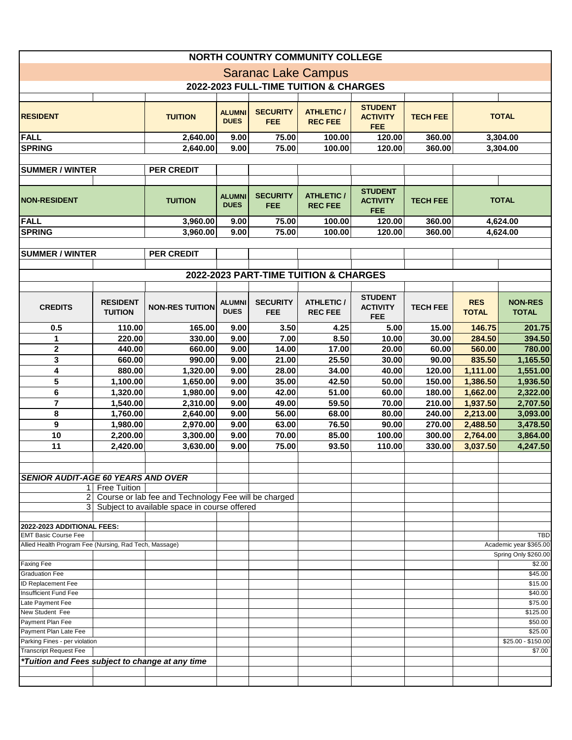# NORTH COUNTRY COMMUNITY COLLEGE

## Saranac Lake Campus

### 2022-2023 FULL-TIME TUITION & CHARGES

| RESIDENT | TUITION | ALUMNI DUES | SECURITY FEE | ATHLETIC / REC FEE | STUDENT ACTIVITY FEE | TECH FEE | TOTAL |
|---|---|---|---|---|---|---|---|
| FALL | 2,640.00 | 9.00 | 75.00 | 100.00 | 120.00 | 360.00 | 3,304.00 |
| SPRING | 2,640.00 | 9.00 | 75.00 | 100.00 | 120.00 | 360.00 | 3,304.00 |
| SUMMER / WINTER | PER CREDIT | | | | | | |

| NON-RESIDENT | TUITION | ALUMNI DUES | SECURITY FEE | ATHLETIC / REC FEE | STUDENT ACTIVITY FEE | TECH FEE | TOTAL |
|---|---|---|---|---|---|---|---|
| FALL | 3,960.00 | 9.00 | 75.00 | 100.00 | 120.00 | 360.00 | 4,624.00 |
| SPRING | 3,960.00 | 9.00 | 75.00 | 100.00 | 120.00 | 360.00 | 4,624.00 |
| SUMMER / WINTER | PER CREDIT | | | | | | |

### 2022-2023 PART-TIME TUITION & CHARGES

| CREDITS | RESIDENT TUITION | NON-RES TUITION | ALUMNI DUES | SECURITY FEE | ATHLETIC / REC FEE | STUDENT ACTIVITY FEE | TECH FEE | RES TOTAL | NON-RES TOTAL |
|---|---|---|---|---|---|---|---|---|---|
| 0.5 | 110.00 | 165.00 | 9.00 | 3.50 | 4.25 | 5.00 | 15.00 | 146.75 | 201.75 |
| 1 | 220.00 | 330.00 | 9.00 | 7.00 | 8.50 | 10.00 | 30.00 | 284.50 | 394.50 |
| 2 | 440.00 | 660.00 | 9.00 | 14.00 | 17.00 | 20.00 | 60.00 | 560.00 | 780.00 |
| 3 | 660.00 | 990.00 | 9.00 | 21.00 | 25.50 | 30.00 | 90.00 | 835.50 | 1,165.50 |
| 4 | 880.00 | 1,320.00 | 9.00 | 28.00 | 34.00 | 40.00 | 120.00 | 1,111.00 | 1,551.00 |
| 5 | 1,100.00 | 1,650.00 | 9.00 | 35.00 | 42.50 | 50.00 | 150.00 | 1,386.50 | 1,936.50 |
| 6 | 1,320.00 | 1,980.00 | 9.00 | 42.00 | 51.00 | 60.00 | 180.00 | 1,662.00 | 2,322.00 |
| 7 | 1,540.00 | 2,310.00 | 9.00 | 49.00 | 59.50 | 70.00 | 210.00 | 1,937.50 | 2,707.50 |
| 8 | 1,760.00 | 2,640.00 | 9.00 | 56.00 | 68.00 | 80.00 | 240.00 | 2,213.00 | 3,093.00 |
| 9 | 1,980.00 | 2,970.00 | 9.00 | 63.00 | 76.50 | 90.00 | 270.00 | 2,488.50 | 3,478.50 |
| 10 | 2,200.00 | 3,300.00 | 9.00 | 70.00 | 85.00 | 100.00 | 300.00 | 2,764.00 | 3,864.00 |
| 11 | 2,420.00 | 3,630.00 | 9.00 | 75.00 | 93.50 | 110.00 | 330.00 | 3,037.50 | 4,247.50 |

***SENIOR AUDIT-AGE 60 YEARS AND OVER***

1. Free Tuition
2. Course or lab fee and Technology Fee will be charged
3. Subject to available space in course offered

**2022-2023 ADDITIONAL FEES:**

| Fee | Amount |
|---|---|
| EMT Basic Course Fee | TBD |
| Allied Health Program Fee (Nursing, Rad Tech, Massage) | Academic year $365.00 |
| | Spring Only $260.00 |
| Faxing Fee | $2.00 |
| Graduation Fee | $45.00 |
| ID Replacement Fee | $15.00 |
| Insufficient Fund Fee | $40.00 |
| Late Payment Fee | $75.00 |
| New Student Fee | $125.00 |
| Payment Plan Fee | $50.00 |
| Payment Plan Late Fee | $25.00 |
| Parking Fines - per violation | $25.00 - $150.00 |
| Transcript Request Fee | $7.00 |

***Tuition and Fees subject to change at any time***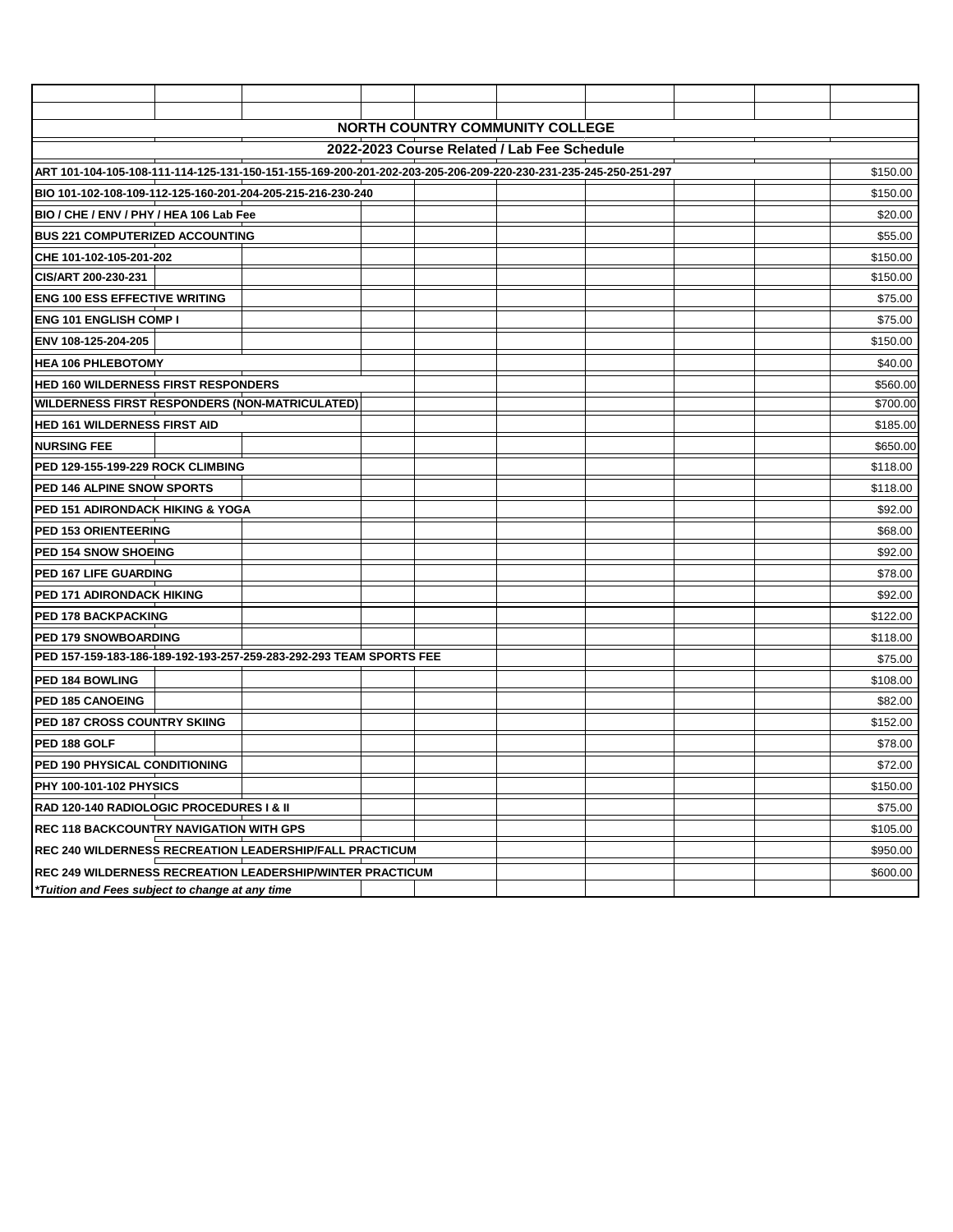## NORTH COUNTRY COMMUNITY COLLEGE

### 2022-2023 Course Related / Lab Fee Schedule

| | |
|---|---|
| ART 101-104-105-108-111-114-125-131-150-151-155-169-200-201-202-203-205-206-209-220-230-231-235-245-250-251-297 | $150.00 |
| BIO 101-102-108-109-112-125-160-201-204-205-215-216-230-240 | $150.00 |
| BIO / CHE / ENV / PHY / HEA 106 Lab Fee | $20.00 |
| BUS 221 COMPUTERIZED ACCOUNTING | $55.00 |
| CHE 101-102-105-201-202 | $150.00 |
| CIS/ART 200-230-231 | $150.00 |
| ENG 100 ESS EFFECTIVE WRITING | $75.00 |
| ENG 101 ENGLISH COMP I | $75.00 |
| ENV 108-125-204-205 | $150.00 |
| HEA 106 PHLEBOTOMY | $40.00 |
| HED 160 WILDERNESS FIRST RESPONDERS | $560.00 |
| WILDERNESS FIRST RESPONDERS (NON-MATRICULATED) | $700.00 |
| HED 161 WILDERNESS FIRST AID | $185.00 |
| NURSING FEE | $650.00 |
| PED 129-155-199-229 ROCK CLIMBING | $118.00 |
| PED 146 ALPINE SNOW SPORTS | $118.00 |
| PED 151 ADIRONDACK HIKING & YOGA | $92.00 |
| PED 153 ORIENTEERING | $68.00 |
| PED 154 SNOW SHOEING | $92.00 |
| PED 167 LIFE GUARDING | $78.00 |
| PED 171 ADIRONDACK HIKING | $92.00 |
| PED 178 BACKPACKING | $122.00 |
| PED 179 SNOWBOARDING | $118.00 |
| PED 157-159-183-186-189-192-193-257-259-283-292-293 TEAM SPORTS FEE | $75.00 |
| PED 184 BOWLING | $108.00 |
| PED 185 CANOEING | $82.00 |
| PED 187 CROSS COUNTRY SKIING | $152.00 |
| PED 188 GOLF | $78.00 |
| PED 190 PHYSICAL CONDITIONING | $72.00 |
| PHY 100-101-102 PHYSICS | $150.00 |
| RAD 120-140 RADIOLOGIC PROCEDURES I & II | $75.00 |
| REC 118 BACKCOUNTRY NAVIGATION WITH GPS | $105.00 |
| REC 240 WILDERNESS RECREATION LEADERSHIP/FALL PRACTICUM | $950.00 |
| REC 249 WILDERNESS RECREATION LEADERSHIP/WINTER PRACTICUM | $600.00 |

*\*Tuition and Fees subject to change at any time*